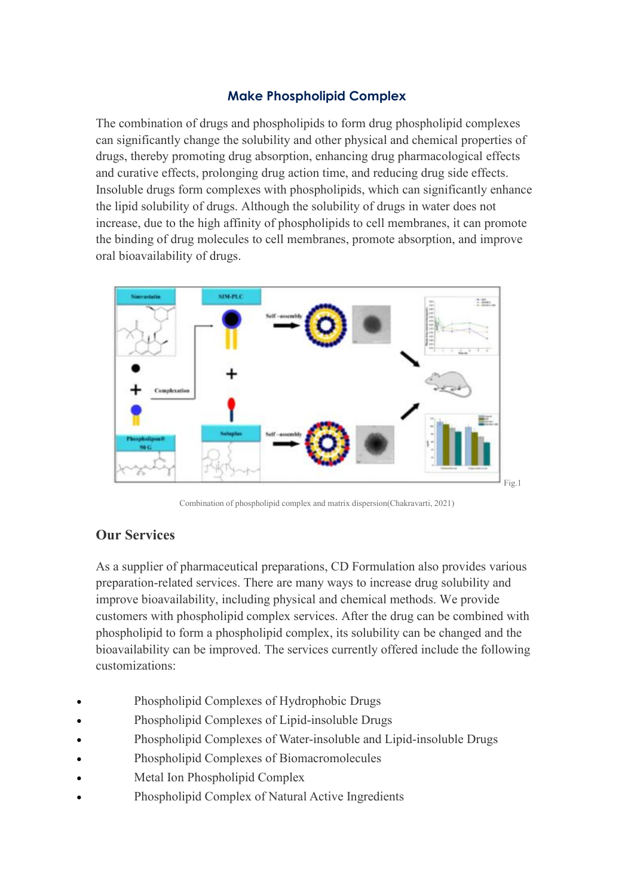# Make Phospholipid Complex

The combination of drugs and phospholipids to form drug phospholipid complexes can significantly change the solubility and other physical and chemical properties of drugs, thereby promoting drug absorption, enhancing drug pharmacological effects and curative effects, prolonging drug action time, and reducing drug side effects. Insoluble drugs form complexes with phospholipids, which can significantly enhance the lipid solubility of drugs. Although the solubility of drugs in water does not increase, due to the high affinity of phospholipids to cell membranes, it can promote the binding of drug molecules to cell membranes, promote absorption, and improve oral bioavailability of drugs.

Fig.1

Combination of phospholipid complex and matrix dispersion(Chakravarti, 2021)

## Our Services

As a supplier of pharmaceutical preparations, CD Formulation also provides various preparation-related services. There are many ways to increase drug solubility and improve bioavailability, including physical and chemical methods. We provide customers with phospholipid complex services. After the drug can be combined with phospholipid to form a phospholipid complex, its solubility can be changed and the bioavailability can be improved. The services currently offered include the following customizations:

- Phospholipid Complexes of Hydrophobic Drugs
- Phospholipid Complexes of Lipid-insoluble Drugs
- Phospholipid Complexes of Water-insoluble and Lipid-insoluble Drugs
- Phospholipid Complexes of Biomacromolecules
- Metal Ion Phospholipid Complex
- Phospholipid Complex of Natural Active Ingredients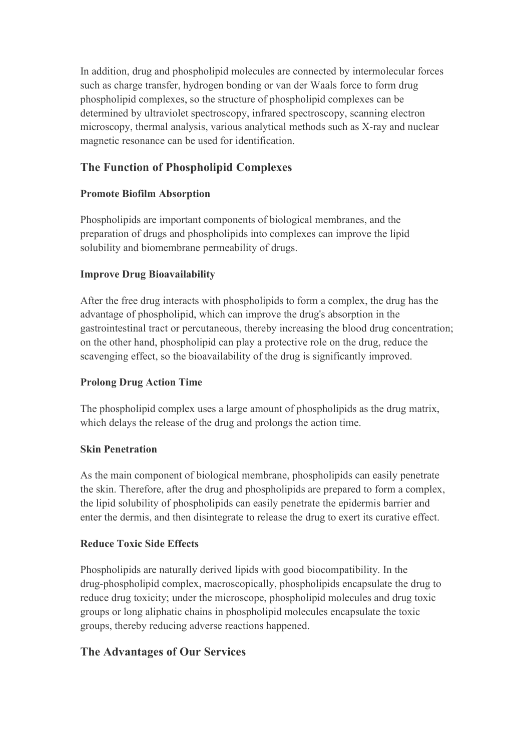In addition, drug and phospholipid molecules are connected by intermolecular forces such as charge transfer, hydrogen bonding or van der Waals force to form drug phospholipid complexes, so the structure of phospholipid complexes can be determined by ultraviolet spectroscopy, infrared spectroscopy, scanning electron microscopy, thermal analysis, various analytical methods such as X-ray and nuclear magnetic resonance can be used for identification.

## The Function of Phospholipid Complexes

### Promote Biofilm Absorption

Phospholipids are important components of biological membranes, and the preparation of drugs and phospholipids into complexes can improve the lipid solubility and biomembrane permeability of drugs.

### Improve Drug Bioavailability

After the free drug interacts with phospholipids to form a complex, the drug has the advantage of phospholipid, which can improve the drug's absorption in the gastrointestinal tract or percutaneous, thereby increasing the blood drug concentration; on the other hand, phospholipid can play a protective role on the drug, reduce the scavenging effect, so the bioavailability of the drug is significantly improved.

### Prolong Drug Action Time

The phospholipid complex uses a large amount of phospholipids as the drug matrix, which delays the release of the drug and prolongs the action time.

### Skin Penetration

As the main component of biological membrane, phospholipids can easily penetrate the skin. Therefore, after the drug and phospholipids are prepared to form a complex, the lipid solubility of phospholipids can easily penetrate the epidermis barrier and enter the dermis, and then disintegrate to release the drug to exert its curative effect.

### Reduce Toxic Side Effects

Phospholipids are naturally derived lipids with good biocompatibility. In the drug-phospholipid complex, macroscopically, phospholipids encapsulate the drug to reduce drug toxicity; under the microscope, phospholipid molecules and drug toxic groups or long aliphatic chains in phospholipid molecules encapsulate the toxic groups, thereby reducing adverse reactions happened.

## The Advantages of Our Services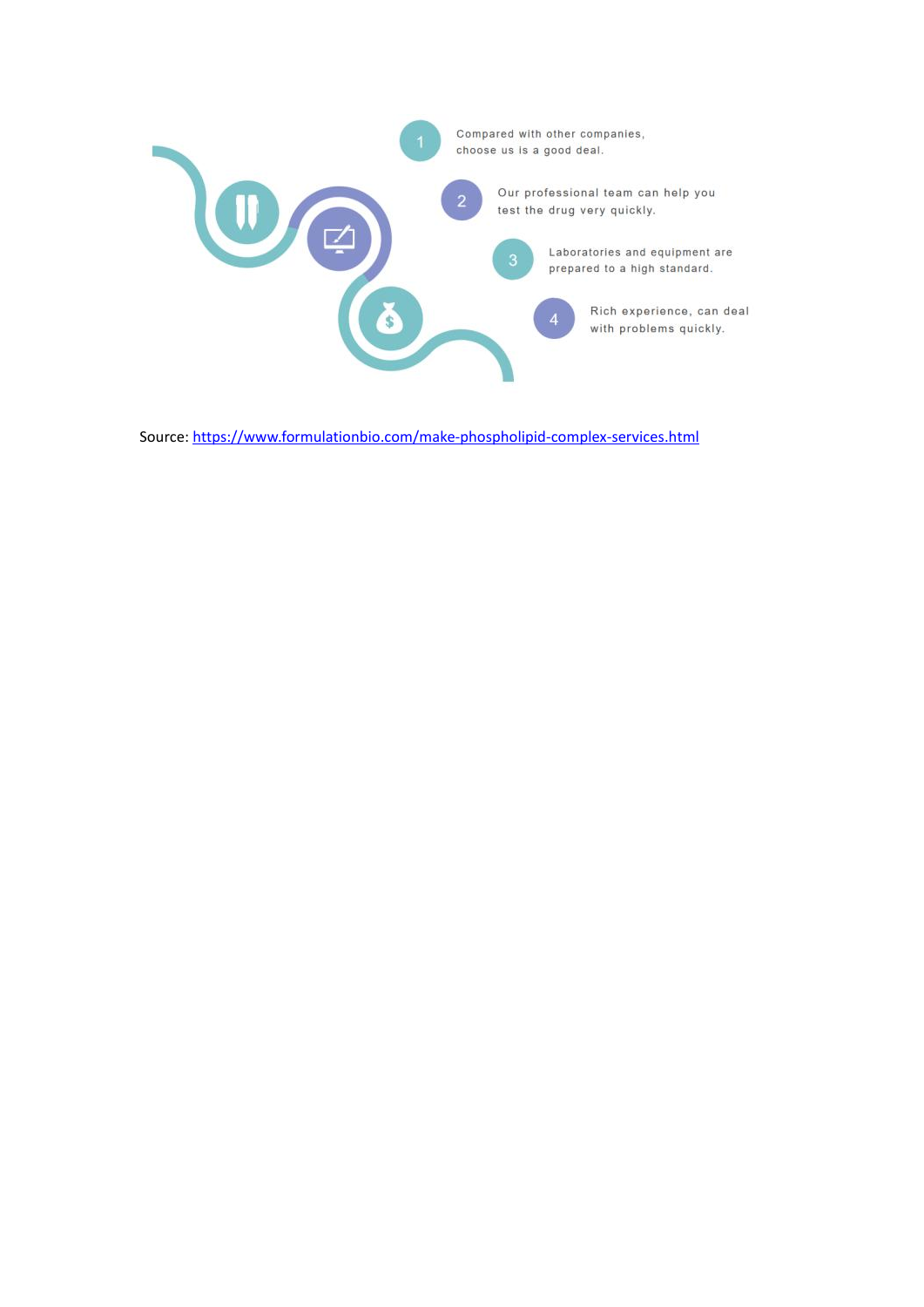1 Compared with other companies, choose us is a good deal.

2 Our professional team can help you test the drug very quickly.

3 Laboratories and equipment are prepared to a high standard.

4 Rich experience, can deal with problems quickly.

Source: https://www.formulationbio.com/make-phospholipid-complex-services.html